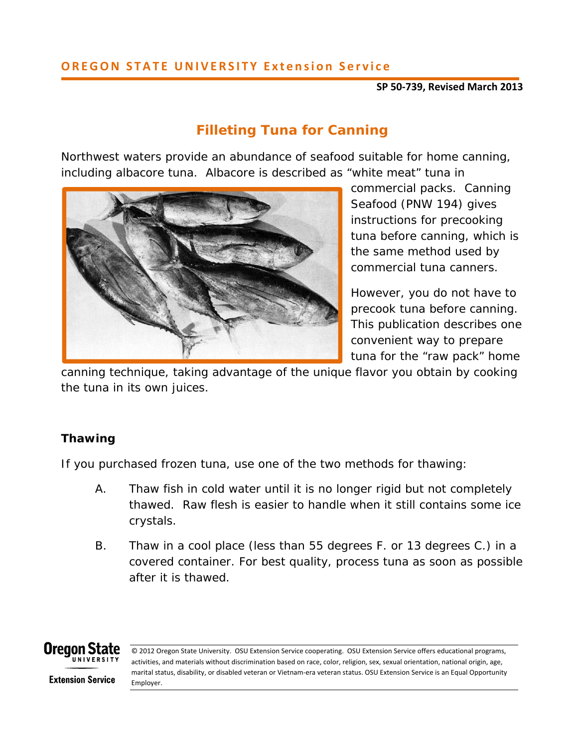OREGON STATE UNIVERSITY Extension Service

**SP 50-739, Revised March 2013**

# Filleting Tuna for Canning

Northwest waters provide an abundance of seafood suitable for home canning, including albacore tuna. Albacore is described as "white meat" tuna in commercial packs. Canning Seafood (PNW 194) gives instructions for precooking tuna before canning, which is the same method used by commercial tuna canners.

However, you do not have to precook tuna before canning. This publication describes one convenient way to prepare tuna for the "raw pack" home canning technique, taking advantage of the unique flavor you obtain by cooking the tuna in its own juices.

## Thawing

If you purchased frozen tuna, use one of the two methods for thawing:

A. Thaw fish in cold water until it is no longer rigid but not completely thawed. Raw flesh is easier to handle when it still contains some ice crystals.

B. Thaw in a cool place (less than 55 degrees F. or 13 degrees C.) in a covered container. For best quality, process tuna as soon as possible after it is thawed.

© 2012 Oregon State University. OSU Extension Service cooperating. OSU Extension Service offers educational programs, activities, and materials without discrimination based on race, color, religion, sex, sexual orientation, national origin, age, marital status, disability, or disabled veteran or Vietnam-era veteran status. OSU Extension Service is an Equal Opportunity Employer.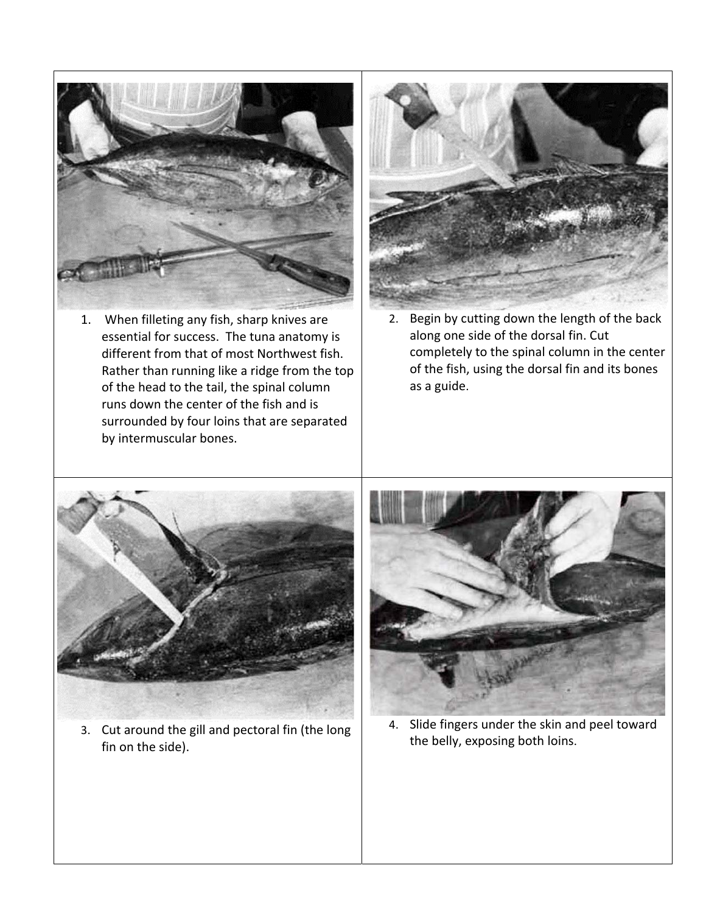1. When filleting any fish, sharp knives are essential for success. The tuna anatomy is different from that of most Northwest fish. Rather than running like a ridge from the top of the head to the tail, the spinal column runs down the center of the fish and is surrounded by four loins that are separated by intermuscular bones.

2. Begin by cutting down the length of the back along one side of the dorsal fin. Cut completely to the spinal column in the center of the fish, using the dorsal fin and its bones as a guide.

3. Cut around the gill and pectoral fin (the long fin on the side).

4. Slide fingers under the skin and peel toward the belly, exposing both loins.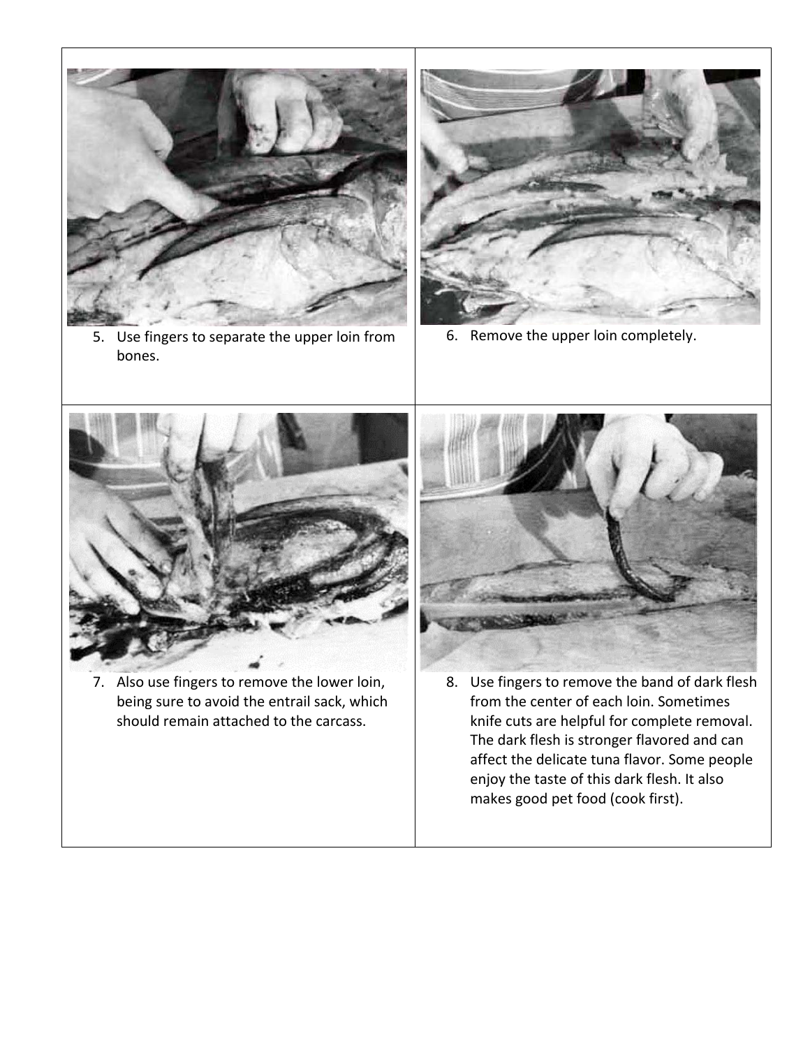5. Use fingers to separate the upper loin from bones.

6. Remove the upper loin completely.

7. Also use fingers to remove the lower loin, being sure to avoid the entrail sack, which should remain attached to the carcass.

8. Use fingers to remove the band of dark flesh from the center of each loin. Sometimes knife cuts are helpful for complete removal. The dark flesh is stronger flavored and can affect the delicate tuna flavor. Some people enjoy the taste of this dark flesh. It also makes good pet food (cook first).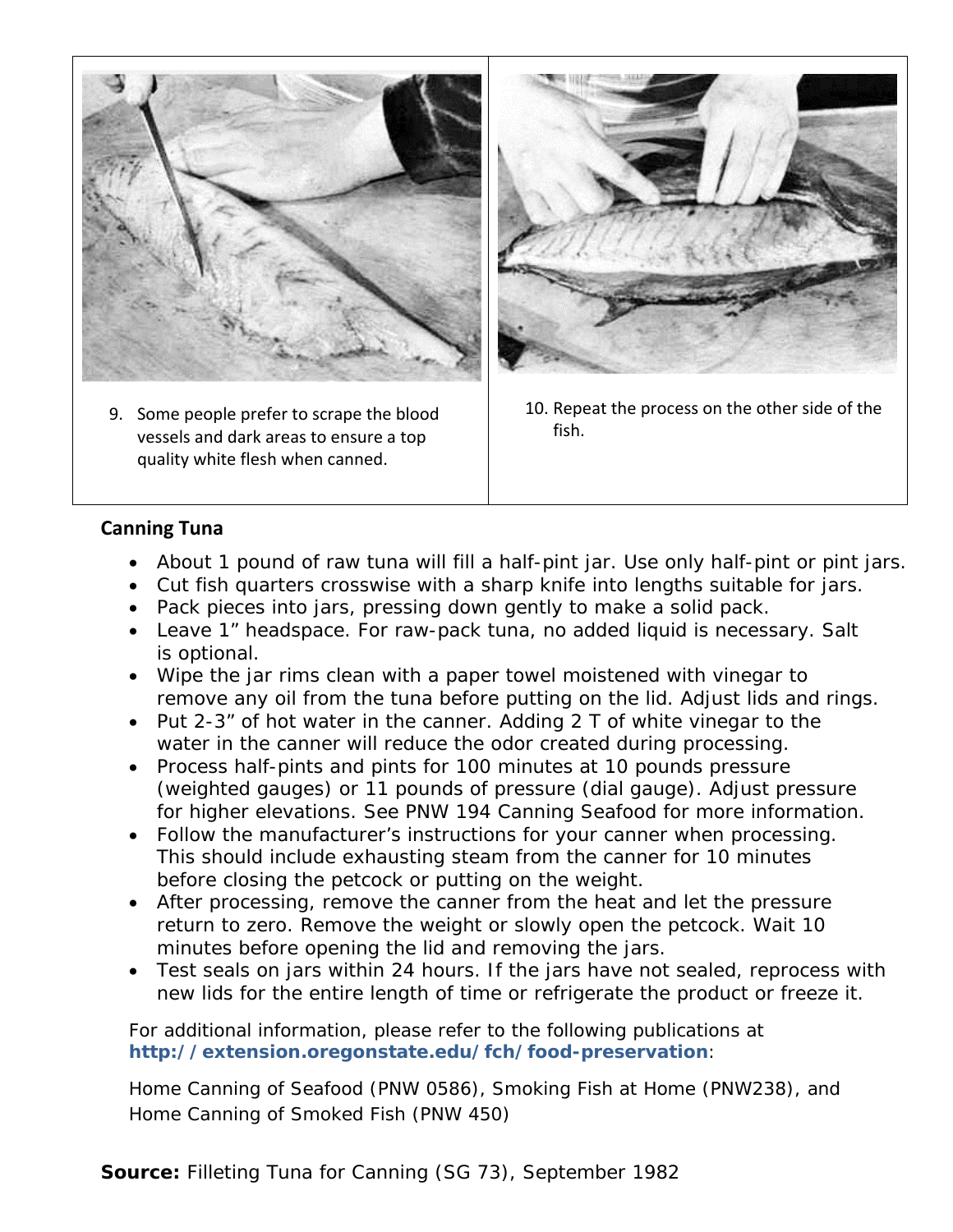9. Some people prefer to scrape the blood vessels and dark areas to ensure a top quality white flesh when canned.

10. Repeat the process on the other side of the fish.

**Canning Tuna**

- About 1 pound of raw tuna will fill a half-pint jar. Use only half-pint or pint jars.
- Cut fish quarters crosswise with a sharp knife into lengths suitable for jars.
- Pack pieces into jars, pressing down gently to make a solid pack.
- Leave 1" headspace. For raw-pack tuna, no added liquid is necessary. Salt is optional.
- Wipe the jar rims clean with a paper towel moistened with vinegar to remove any oil from the tuna before putting on the lid. Adjust lids and rings.
- Put 2-3" of hot water in the canner. Adding 2 T of white vinegar to the water in the canner will reduce the odor created during processing.
- Process half-pints and pints for 100 minutes at 10 pounds pressure (weighted gauges) or 11 pounds of pressure (dial gauge). Adjust pressure for higher elevations. See PNW 194 Canning Seafood for more information.
- Follow the manufacturer's instructions for your canner when processing. This should include exhausting steam from the canner for 10 minutes before closing the petcock or putting on the weight.
- After processing, remove the canner from the heat and let the pressure return to zero. Remove the weight or slowly open the petcock. Wait 10 minutes before opening the lid and removing the jars.
- Test seals on jars within 24 hours. If the jars have not sealed, reprocess with new lids for the entire length of time or refrigerate the product or freeze it.

For additional information, please refer to the following publications at **http://extension.oregonstate.edu/fch/food-preservation**:

Home Canning of Seafood (PNW 0586), Smoking Fish at Home (PNW238), and Home Canning of Smoked Fish (PNW 450)

**Source:** Filleting Tuna for Canning (SG 73), September 1982